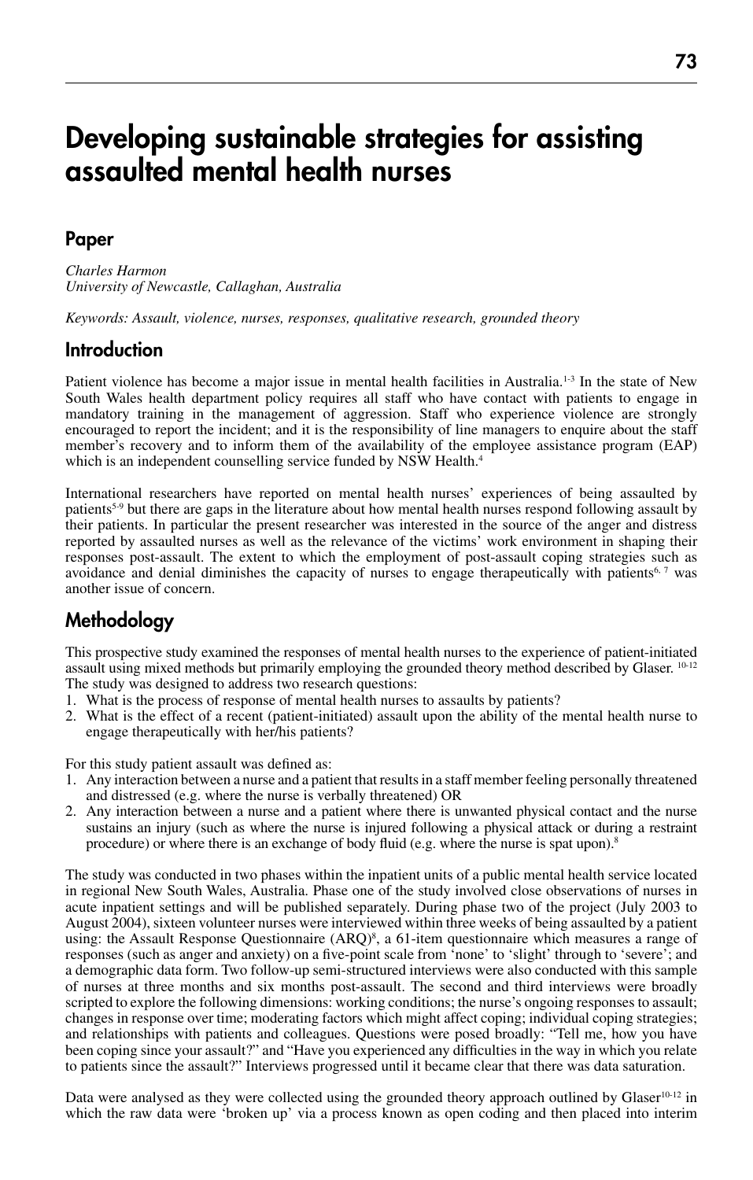# Developing sustainable strategies for assisting assaulted mental health nurses

## Paper

*Charles Harmon*
*University of Newcastle, Callaghan, Australia*

*Keywords: Assault, violence, nurses, responses, qualitative research, grounded theory*

## Introduction

Patient violence has become a major issue in mental health facilities in Australia.[1-3] In the state of New South Wales health department policy requires all staff who have contact with patients to engage in mandatory training in the management of aggression. Staff who experience violence are strongly encouraged to report the incident; and it is the responsibility of line managers to enquire about the staff member's recovery and to inform them of the availability of the employee assistance program (EAP) which is an independent counselling service funded by NSW Health.[4]

International researchers have reported on mental health nurses' experiences of being assaulted by patients[5-9] but there are gaps in the literature about how mental health nurses respond following assault by their patients. In particular the present researcher was interested in the source of the anger and distress reported by assaulted nurses as well as the relevance of the victims' work environment in shaping their responses post-assault. The extent to which the employment of post-assault coping strategies such as avoidance and denial diminishes the capacity of nurses to engage therapeutically with patients[6, 7] was another issue of concern.

## Methodology

This prospective study examined the responses of mental health nurses to the experience of patient-initiated assault using mixed methods but primarily employing the grounded theory method described by Glaser.[10-12] The study was designed to address two research questions:

1. What is the process of response of mental health nurses to assaults by patients?
2. What is the effect of a recent (patient-initiated) assault upon the ability of the mental health nurse to engage therapeutically with her/his patients?

For this study patient assault was defined as:

1. Any interaction between a nurse and a patient that results in a staff member feeling personally threatened and distressed (e.g. where the nurse is verbally threatened) OR
2. Any interaction between a nurse and a patient where there is unwanted physical contact and the nurse sustains an injury (such as where the nurse is injured following a physical attack or during a restraint procedure) or where there is an exchange of body fluid (e.g. where the nurse is spat upon).[8]

The study was conducted in two phases within the inpatient units of a public mental health service located in regional New South Wales, Australia. Phase one of the study involved close observations of nurses in acute inpatient settings and will be published separately. During phase two of the project (July 2003 to August 2004), sixteen volunteer nurses were interviewed within three weeks of being assaulted by a patient using: the Assault Response Questionnaire (ARQ)[8], a 61-item questionnaire which measures a range of responses (such as anger and anxiety) on a five-point scale from 'none' to 'slight' through to 'severe'; and a demographic data form. Two follow-up semi-structured interviews were also conducted with this sample of nurses at three months and six months post-assault. The second and third interviews were broadly scripted to explore the following dimensions: working conditions; the nurse's ongoing responses to assault; changes in response over time; moderating factors which might affect coping; individual coping strategies; and relationships with patients and colleagues. Questions were posed broadly: "Tell me, how you have been coping since your assault?" and "Have you experienced any difficulties in the way in which you relate to patients since the assault?" Interviews progressed until it became clear that there was data saturation.

Data were analysed as they were collected using the grounded theory approach outlined by Glaser[10-12] in which the raw data were 'broken up' via a process known as open coding and then placed into interim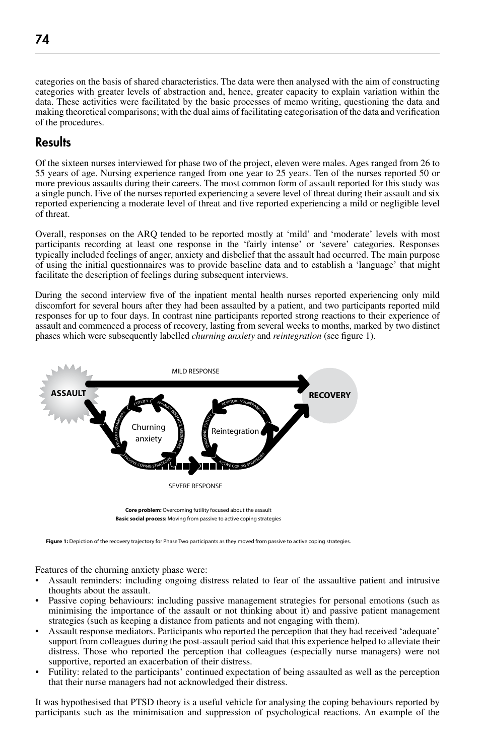categories on the basis of shared characteristics. The data were then analysed with the aim of constructing categories with greater levels of abstraction and, hence, greater capacity to explain variation within the data. These activities were facilitated by the basic processes of memo writing, questioning the data and making theoretical comparisons; with the dual aims of facilitating categorisation of the data and verification of the procedures.

## Results

Of the sixteen nurses interviewed for phase two of the project, eleven were males. Ages ranged from 26 to 55 years of age. Nursing experience ranged from one year to 25 years. Ten of the nurses reported 50 or more previous assaults during their careers. The most common form of assault reported for this study was a single punch. Five of the nurses reported experiencing a severe level of threat during their assault and six reported experiencing a moderate level of threat and five reported experiencing a mild or negligible level of threat.

Overall, responses on the ARQ tended to be reported mostly at 'mild' and 'moderate' levels with most participants recording at least one response in the 'fairly intense' or 'severe' categories. Responses typically included feelings of anger, anxiety and disbelief that the assault had occurred. The main purpose of using the initial questionnaires was to provide baseline data and to establish a 'language' that might facilitate the description of feelings during subsequent interviews.

During the second interview five of the inpatient mental health nurses reported experiencing only mild discomfort for several hours after they had been assaulted by a patient, and two participants reported mild responses for up to four days. In contrast nine participants reported strong reactions to their experience of assault and commenced a process of recovery, lasting from several weeks to months, marked by two distinct phases which were subsequently labelled *churning anxiety* and *reintegration* (see figure 1).

MILD RESPONSE

ASSAULT

RECOVERY

Churning anxiety

Reintegration

FUTILITY · ASSAULT RESPONSE MEDIATORS · PASSIVE COPING STRATEGIES · ASSAULT REMINDERS

RESIDUAL VULNERABILITY · ACTIVE COPING STRATEGIES · ONGOING FUTILITY

SEVERE RESPONSE

**Core problem:** Overcoming futility focused about the assault
**Basic social process:** Moving from passive to active coping strategies

**Figure 1:** Depiction of the recovery trajectory for Phase Two participants as they moved from passive to active coping strategies.

Features of the churning anxiety phase were:

- Assault reminders: including ongoing distress related to fear of the assaultive patient and intrusive thoughts about the assault.
- Passive coping behaviours: including passive management strategies for personal emotions (such as minimising the importance of the assault or not thinking about it) and passive patient management strategies (such as keeping a distance from patients and not engaging with them).
- Assault response mediators. Participants who reported the perception that they had received 'adequate' support from colleagues during the post-assault period said that this experience helped to alleviate their distress. Those who reported the perception that colleagues (especially nurse managers) were not supportive, reported an exacerbation of their distress.
- Futility: related to the participants' continued expectation of being assaulted as well as the perception that their nurse managers had not acknowledged their distress.

It was hypothesised that PTSD theory is a useful vehicle for analysing the coping behaviours reported by participants such as the minimisation and suppression of psychological reactions. An example of the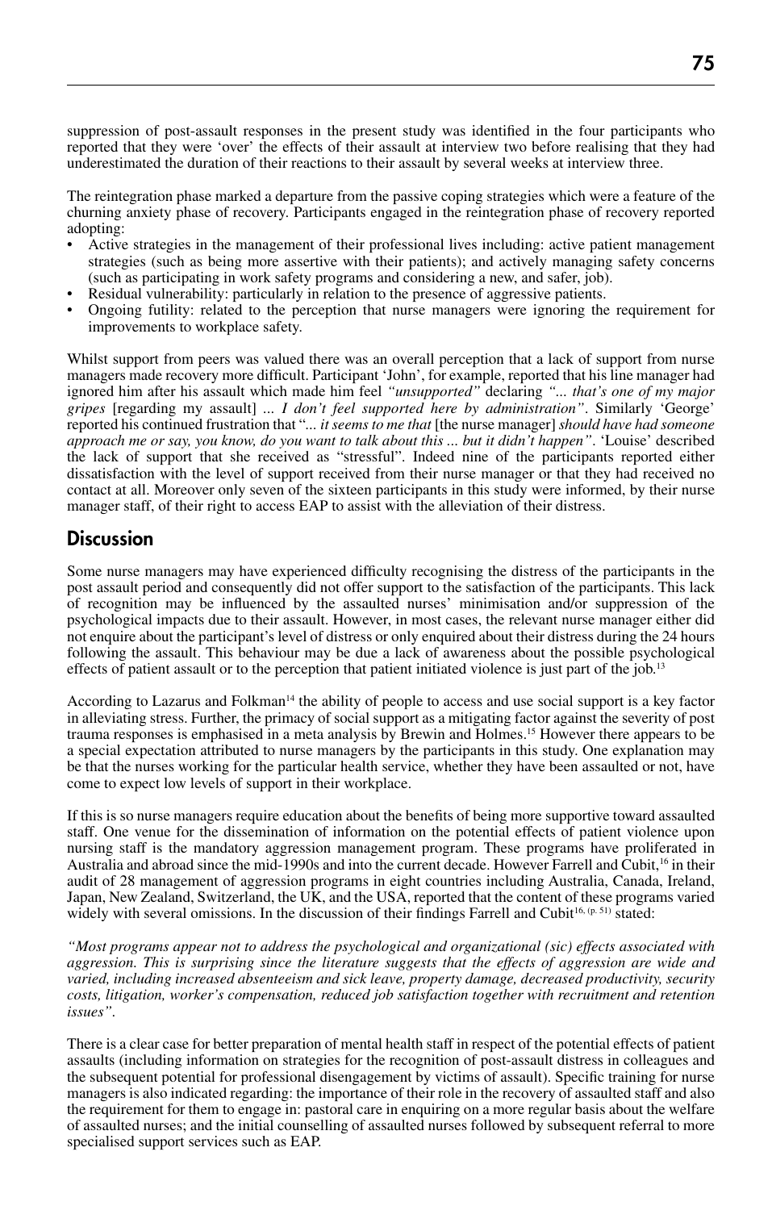suppression of post-assault responses in the present study was identified in the four participants who reported that they were 'over' the effects of their assault at interview two before realising that they had underestimated the duration of their reactions to their assault by several weeks at interview three.

The reintegration phase marked a departure from the passive coping strategies which were a feature of the churning anxiety phase of recovery. Participants engaged in the reintegration phase of recovery reported adopting:

- Active strategies in the management of their professional lives including: active patient management strategies (such as being more assertive with their patients); and actively managing safety concerns (such as participating in work safety programs and considering a new, and safer, job).
- Residual vulnerability: particularly in relation to the presence of aggressive patients.
- Ongoing futility: related to the perception that nurse managers were ignoring the requirement for improvements to workplace safety.

Whilst support from peers was valued there was an overall perception that a lack of support from nurse managers made recovery more difficult. Participant 'John', for example, reported that his line manager had ignored him after his assault which made him feel *"unsupported"* declaring *"... that's one of my major gripes* [regarding my assault] *... I don't feel supported here by administration"*. Similarly 'George' reported his continued frustration that "*... it seems to me that* [the nurse manager] *should have had someone approach me or say, you know, do you want to talk about this ... but it didn't happen"*. 'Louise' described the lack of support that she received as "stressful". Indeed nine of the participants reported either dissatisfaction with the level of support received from their nurse manager or that they had received no contact at all. Moreover only seven of the sixteen participants in this study were informed, by their nurse manager staff, of their right to access EAP to assist with the alleviation of their distress.

## Discussion

Some nurse managers may have experienced difficulty recognising the distress of the participants in the post assault period and consequently did not offer support to the satisfaction of the participants. This lack of recognition may be influenced by the assaulted nurses' minimisation and/or suppression of the psychological impacts due to their assault. However, in most cases, the relevant nurse manager either did not enquire about the participant's level of distress or only enquired about their distress during the 24 hours following the assault. This behaviour may be due a lack of awareness about the possible psychological effects of patient assault or to the perception that patient initiated violence is just part of the job.[13]

According to Lazarus and Folkman[14] the ability of people to access and use social support is a key factor in alleviating stress. Further, the primacy of social support as a mitigating factor against the severity of post trauma responses is emphasised in a meta analysis by Brewin and Holmes.[15] However there appears to be a special expectation attributed to nurse managers by the participants in this study. One explanation may be that the nurses working for the particular health service, whether they have been assaulted or not, have come to expect low levels of support in their workplace.

If this is so nurse managers require education about the benefits of being more supportive toward assaulted staff. One venue for the dissemination of information on the potential effects of patient violence upon nursing staff is the mandatory aggression management program. These programs have proliferated in Australia and abroad since the mid-1990s and into the current decade. However Farrell and Cubit,[16] in their audit of 28 management of aggression programs in eight countries including Australia, Canada, Ireland, Japan, New Zealand, Switzerland, the UK, and the USA, reported that the content of these programs varied widely with several omissions. In the discussion of their findings Farrell and Cubit[16, (p. 51)] stated:

*"Most programs appear not to address the psychological and organizational (sic) effects associated with aggression. This is surprising since the literature suggests that the effects of aggression are wide and varied, including increased absenteeism and sick leave, property damage, decreased productivity, security costs, litigation, worker's compensation, reduced job satisfaction together with recruitment and retention issues".*

There is a clear case for better preparation of mental health staff in respect of the potential effects of patient assaults (including information on strategies for the recognition of post-assault distress in colleagues and the subsequent potential for professional disengagement by victims of assault). Specific training for nurse managers is also indicated regarding: the importance of their role in the recovery of assaulted staff and also the requirement for them to engage in: pastoral care in enquiring on a more regular basis about the welfare of assaulted nurses; and the initial counselling of assaulted nurses followed by subsequent referral to more specialised support services such as EAP.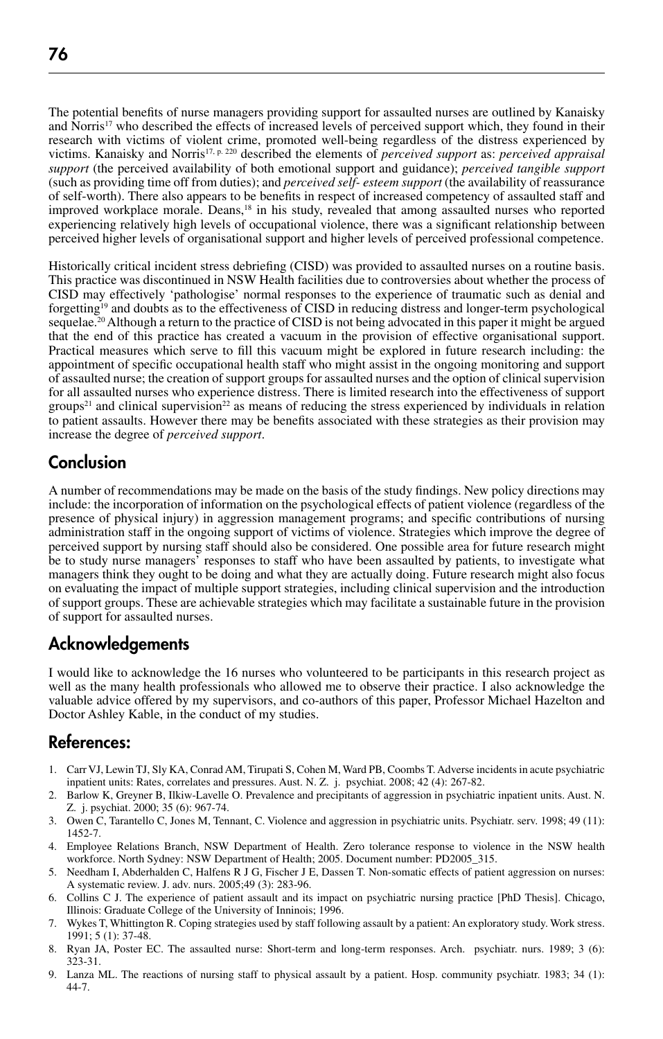The potential benefits of nurse managers providing support for assaulted nurses are outlined by Kanaisky and Norris[17] who described the effects of increased levels of perceived support which, they found in their research with victims of violent crime, promoted well-being regardless of the distress experienced by victims. Kanaisky and Norris[17, p. 220] described the elements of *perceived support* as: *perceived appraisal support* (the perceived availability of both emotional support and guidance); *perceived tangible support* (such as providing time off from duties); and *perceived self- esteem support* (the availability of reassurance of self-worth). There also appears to be benefits in respect of increased competency of assaulted staff and improved workplace morale. Deans,[18] in his study, revealed that among assaulted nurses who reported experiencing relatively high levels of occupational violence, there was a significant relationship between perceived higher levels of organisational support and higher levels of perceived professional competence.

Historically critical incident stress debriefing (CISD) was provided to assaulted nurses on a routine basis. This practice was discontinued in NSW Health facilities due to controversies about whether the process of CISD may effectively 'pathologise' normal responses to the experience of traumatic such as denial and forgetting[19] and doubts as to the effectiveness of CISD in reducing distress and longer-term psychological sequelae.[20] Although a return to the practice of CISD is not being advocated in this paper it might be argued that the end of this practice has created a vacuum in the provision of effective organisational support. Practical measures which serve to fill this vacuum might be explored in future research including: the appointment of specific occupational health staff who might assist in the ongoing monitoring and support of assaulted nurse; the creation of support groups for assaulted nurses and the option of clinical supervision for all assaulted nurses who experience distress. There is limited research into the effectiveness of support groups[21] and clinical supervision[22] as means of reducing the stress experienced by individuals in relation to patient assaults. However there may be benefits associated with these strategies as their provision may increase the degree of *perceived support*.

## Conclusion

A number of recommendations may be made on the basis of the study findings. New policy directions may include: the incorporation of information on the psychological effects of patient violence (regardless of the presence of physical injury) in aggression management programs; and specific contributions of nursing administration staff in the ongoing support of victims of violence. Strategies which improve the degree of perceived support by nursing staff should also be considered. One possible area for future research might be to study nurse managers' responses to staff who have been assaulted by patients, to investigate what managers think they ought to be doing and what they are actually doing. Future research might also focus on evaluating the impact of multiple support strategies, including clinical supervision and the introduction of support groups. These are achievable strategies which may facilitate a sustainable future in the provision of support for assaulted nurses.

## Acknowledgements

I would like to acknowledge the 16 nurses who volunteered to be participants in this research project as well as the many health professionals who allowed me to observe their practice. I also acknowledge the valuable advice offered by my supervisors, and co-authors of this paper, Professor Michael Hazelton and Doctor Ashley Kable, in the conduct of my studies.

## References:

1. Carr VJ, Lewin TJ, Sly KA, Conrad AM, Tirupati S, Cohen M, Ward PB, Coombs T. Adverse incidents in acute psychiatric inpatient units: Rates, correlates and pressures. Aust. N. Z. j. psychiat. 2008; 42 (4): 267-82.
2. Barlow K, Greyner B, Ilkiw-Lavelle O. Prevalence and precipitants of aggression in psychiatric inpatient units. Aust. N. Z. j. psychiat. 2000; 35 (6): 967-74.
3. Owen C, Tarantello C, Jones M, Tennant, C. Violence and aggression in psychiatric units. Psychiatr. serv. 1998; 49 (11): 1452-7.
4. Employee Relations Branch, NSW Department of Health. Zero tolerance response to violence in the NSW health workforce. North Sydney: NSW Department of Health; 2005. Document number: PD2005_315.
5. Needham I, Abderhalden C, Halfens R J G, Fischer J E, Dassen T. Non-somatic effects of patient aggression on nurses: A systematic review. J. adv. nurs. 2005;49 (3): 283-96.
6. Collins C J. The experience of patient assault and its impact on psychiatric nursing practice [PhD Thesis]. Chicago, Illinois: Graduate College of the University of Inninois; 1996.
7. Wykes T, Whittington R. Coping strategies used by staff following assault by a patient: An exploratory study. Work stress. 1991; 5 (1): 37-48.
8. Ryan JA, Poster EC. The assaulted nurse: Short-term and long-term responses. Arch. psychiatr. nurs. 1989; 3 (6): 323-31.
9. Lanza ML. The reactions of nursing staff to physical assault by a patient. Hosp. community psychiatr. 1983; 34 (1): 44-7.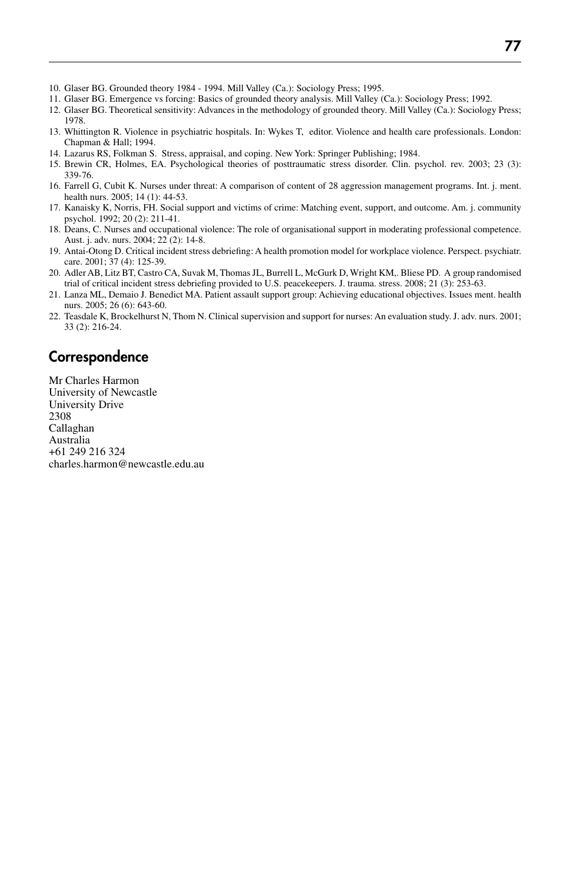10. Glaser BG. Grounded theory 1984 - 1994. Mill Valley (Ca.): Sociology Press; 1995.
11. Glaser BG. Emergence vs forcing: Basics of grounded theory analysis. Mill Valley (Ca.): Sociology Press; 1992.
12. Glaser BG. Theoretical sensitivity: Advances in the methodology of grounded theory. Mill Valley (Ca.): Sociology Press; 1978.
13. Whittington R. Violence in psychiatric hospitals. In: Wykes T, editor. Violence and health care professionals. London: Chapman & Hall; 1994.
14. Lazarus RS, Folkman S. Stress, appraisal, and coping. New York: Springer Publishing; 1984.
15. Brewin CR, Holmes, EA. Psychological theories of posttraumatic stress disorder. Clin. psychol. rev. 2003; 23 (3): 339-76.
16. Farrell G, Cubit K. Nurses under threat: A comparison of content of 28 aggression management programs. Int. j. ment. health nurs. 2005; 14 (1): 44-53.
17. Kanaisky K, Norris, FH. Social support and victims of crime: Matching event, support, and outcome. Am. j. community psychol. 1992; 20 (2): 211-41.
18. Deans, C. Nurses and occupational violence: The role of organisational support in moderating professional competence. Aust. j. adv. nurs. 2004; 22 (2): 14-8.
19. Antai-Otong D. Critical incident stress debriefing: A health promotion model for workplace violence. Perspect. psychiatr. care. 2001; 37 (4): 125-39.
20. Adler AB, Litz BT, Castro CA, Suvak M, Thomas JL, Burrell L, McGurk D, Wright KM,. Bliese PD. A group randomised trial of critical incident stress debriefing provided to U.S. peacekeepers. J. trauma. stress. 2008; 21 (3): 253-63.
21. Lanza ML, Demaio J. Benedict MA. Patient assault support group: Achieving educational objectives. Issues ment. health nurs. 2005; 26 (6): 643-60.
22. Teasdale K, Brockelhurst N, Thom N. Clinical supervision and support for nurses: An evaluation study. J. adv. nurs. 2001; 33 (2): 216-24.

## Correspondence

Mr Charles Harmon
University of Newcastle
University Drive
2308
Callaghan
Australia
+61 249 216 324
charles.harmon@newcastle.edu.au